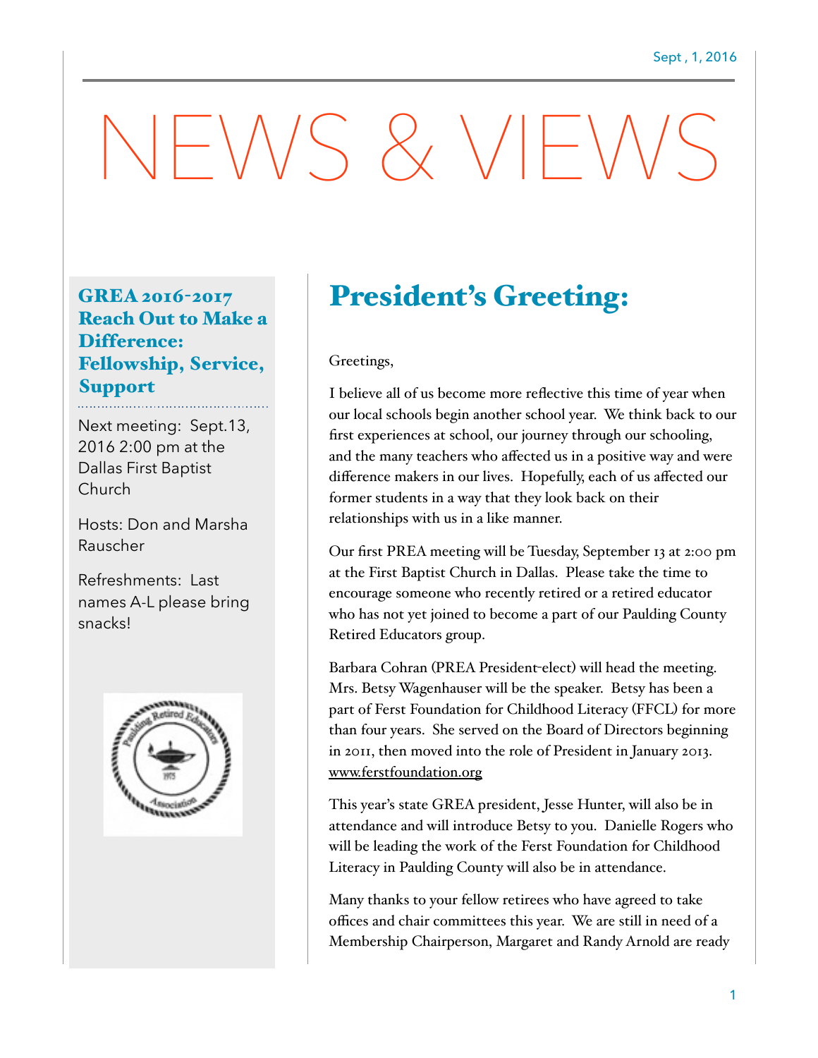Sept , 1, 2016

# NEWS & VIEWS

### GREA 2016-2017 Reach Out to Make a Difference: Fellowship, Service, Support

Next meeting: Sept.13, 2016 2:00 pm at the Dallas First Baptist Church

Hosts: Don and Marsha Rauscher

Refreshments: Last names A-L please bring snacks!

## President's Greeting:

Greetings,

I believe all of us become more reflective this time of year when our local schools begin another school year. We think back to our first experiences at school, our journey through our schooling, and the many teachers who affected us in a positive way and were difference makers in our lives. Hopefully, each of us affected our former students in a way that they look back on their relationships with us in a like manner.

Our first PREA meeting will be Tuesday, September 13 at 2:00 pm at the First Baptist Church in Dallas. Please take the time to encourage someone who recently retired or a retired educator who has not yet joined to become a part of our Paulding County Retired Educators group.

Barbara Cohran (PREA President-elect) will head the meeting. Mrs. Betsy Wagenhauser will be the speaker. Betsy has been a part of Ferst Foundation for Childhood Literacy (FFCL) for more than four years. She served on the Board of Directors beginning in 2011, then moved into the role of President in January 2013. www.ferstfoundation.org

This year's state GREA president, Jesse Hunter, will also be in attendance and will introduce Betsy to you. Danielle Rogers who will be leading the work of the Ferst Foundation for Childhood Literacy in Paulding County will also be in attendance.

Many thanks to your fellow retirees who have agreed to take offices and chair committees this year. We are still in need of a Membership Chairperson, Margaret and Randy Arnold are ready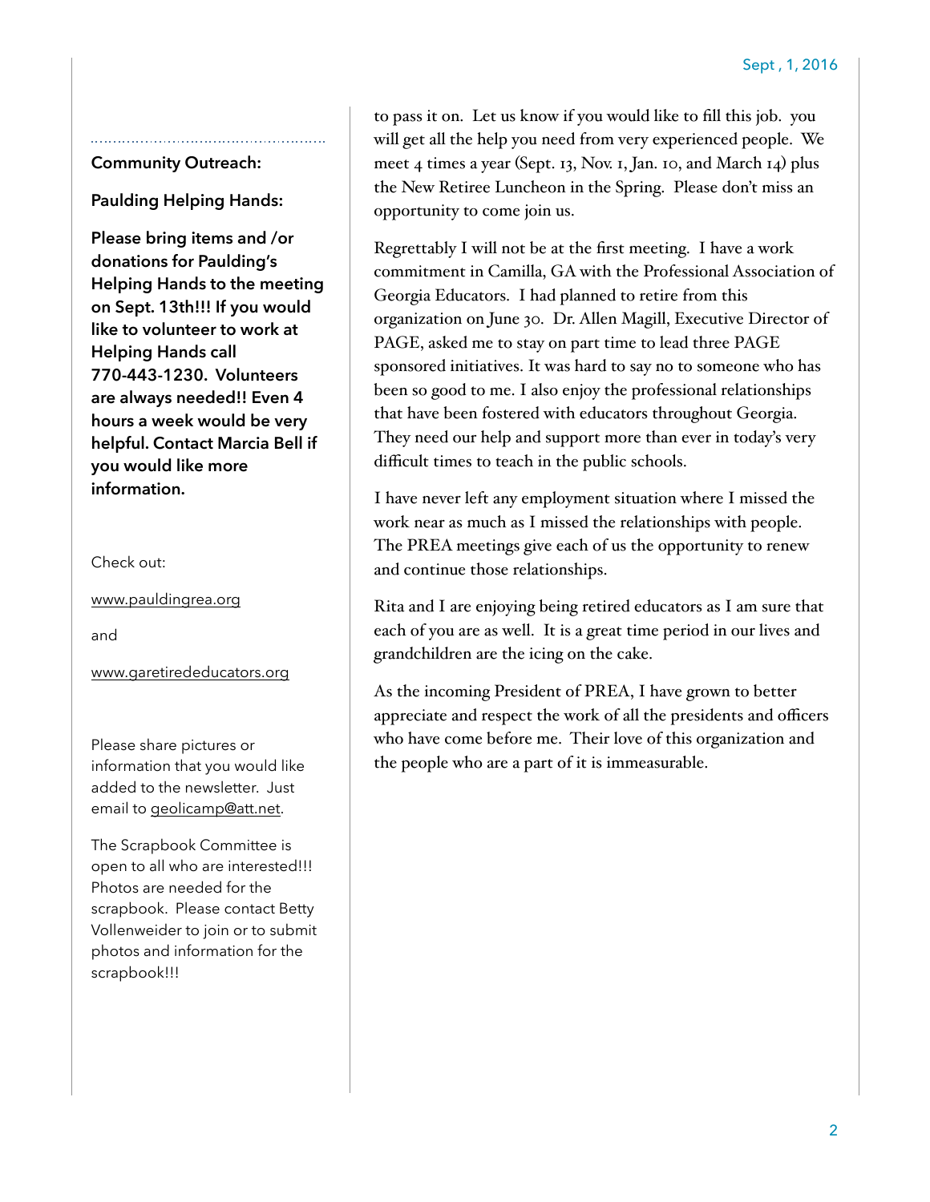**Community Outreach:**

**Paulding Helping Hands:**

**Please bring items and /or donations for Paulding's Helping Hands to the meeting on Sept. 13th!!! If you would like to volunteer to work at Helping Hands call 770-443-1230. Volunteers are always needed!! Even 4 hours a week would be very helpful. Contact Marcia Bell if you would like more information.**

Check out:

www.pauldingrea.org

and

www.garetirededucators.org

Please share pictures or information that you would like added to the newsletter. Just email to geolicamp@att.net.

The Scrapbook Committee is open to all who are interested!!! Photos are needed for the scrapbook. Please contact Betty Vollenweider to join or to submit photos and information for the scrapbook!!!

to pass it on. Let us know if you would like to fill this job. you will get all the help you need from very experienced people. We meet 4 times a year (Sept. 13, Nov. 1, Jan. 10, and March 14) plus the New Retiree Luncheon in the Spring. Please don't miss an opportunity to come join us.

Regrettably I will not be at the first meeting. I have a work commitment in Camilla, GA with the Professional Association of Georgia Educators. I had planned to retire from this organization on June 30. Dr. Allen Magill, Executive Director of PAGE, asked me to stay on part time to lead three PAGE sponsored initiatives. It was hard to say no to someone who has been so good to me. I also enjoy the professional relationships that have been fostered with educators throughout Georgia. They need our help and support more than ever in today's very difficult times to teach in the public schools.

I have never left any employment situation where I missed the work near as much as I missed the relationships with people. The PREA meetings give each of us the opportunity to renew and continue those relationships.

Rita and I are enjoying being retired educators as I am sure that each of you are as well. It is a great time period in our lives and grandchildren are the icing on the cake.

As the incoming President of PREA, I have grown to better appreciate and respect the work of all the presidents and officers who have come before me. Their love of this organization and the people who are a part of it is immeasurable.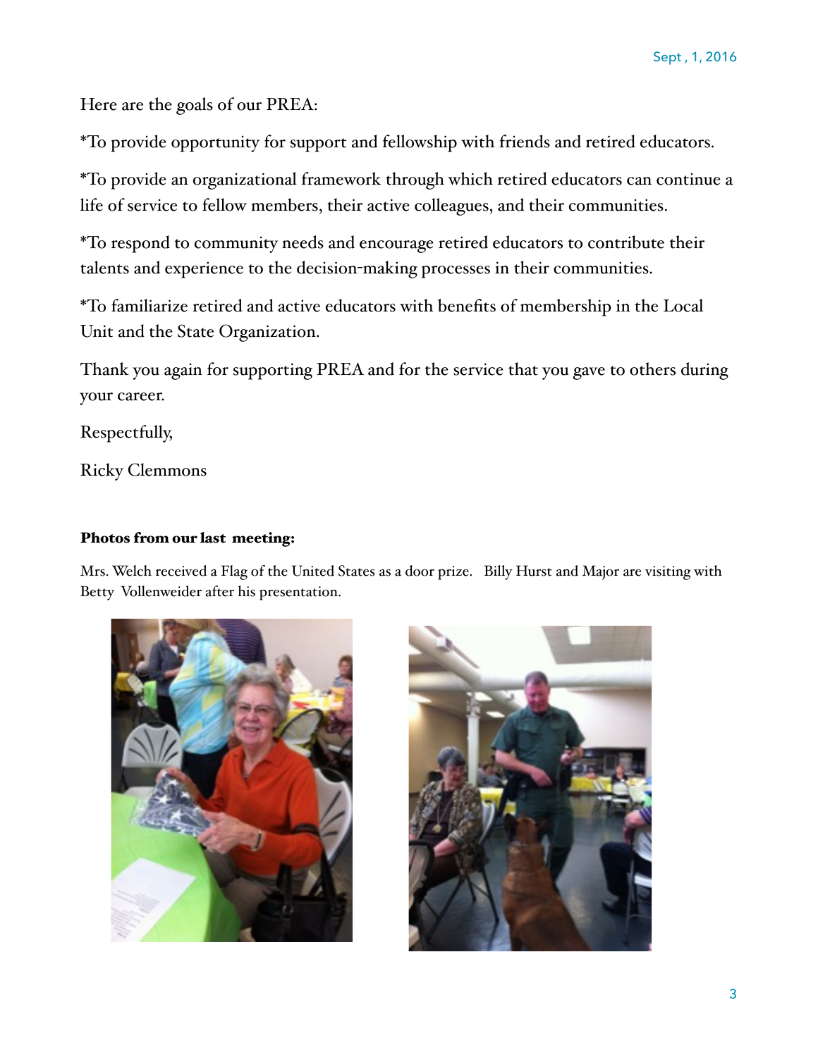Here are the goals of our PREA:

*To provide opportunity for support and fellowship with friends and retired educators.

*To provide an organizational framework through which retired educators can continue a life of service to fellow members, their active colleagues, and their communities.

*To respond to community needs and encourage retired educators to contribute their talents and experience to the decision-making processes in their communities.

*To familiarize retired and active educators with benefits of membership in the Local Unit and the State Organization.

Thank you again for supporting PREA and for the service that you gave to others during your career.

Respectfully,

Ricky Clemmons

**Photos from our last meeting:**

Mrs. Welch received a Flag of the United States as a door prize. Billy Hurst and Major are visiting with Betty Vollenweider after his presentation.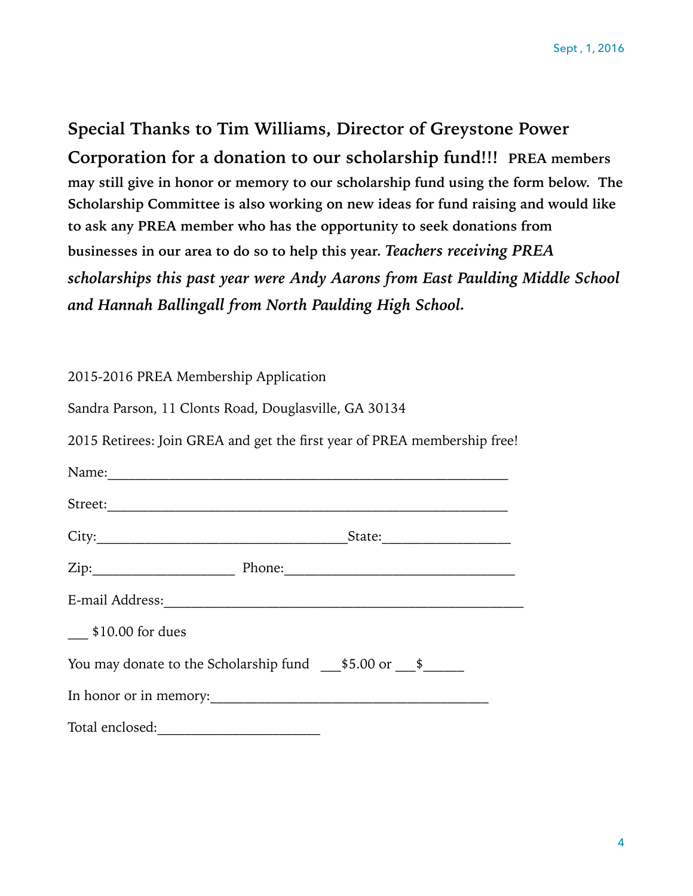**Special Thanks to Tim Williams, Director of Greystone Power Corporation for a donation to our scholarship fund!!! PREA members may still give in honor or memory to our scholarship fund using the form below. The Scholarship Committee is also working on new ideas for fund raising and would like to ask any PREA member who has the opportunity to seek donations from businesses in our area to do so to help this year.** ***Teachers receiving PREA scholarships this past year were Andy Aarons from East Paulding Middle School and Hannah Ballingall from North Paulding High School.***

2015-2016 PREA Membership Application

Sandra Parson, 11 Clonts Road, Douglasville, GA 30134

2015 Retirees: Join GREA and get the first year of PREA membership free!

Name:_______________________________________________________

Street:_______________________________________________________

City:__________________________________State:_________________

Zip:___________________ Phone:_______________________________

E-mail Address:_________________________________________________

___ $10.00 for dues

You may donate to the Scholarship fund ___$5.00 or ___$______

In honor or in memory:______________________________________

Total enclosed:______________________